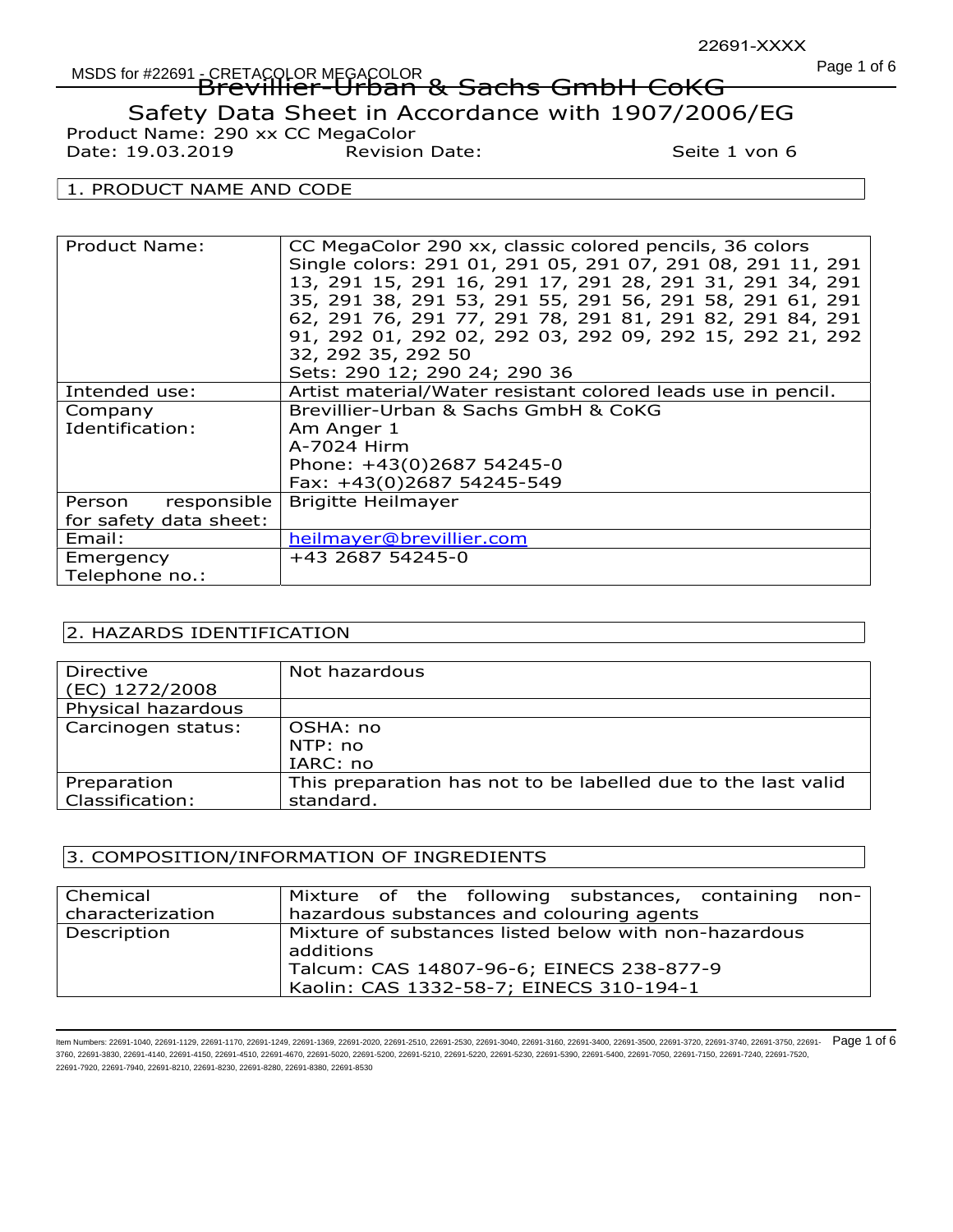# Brevillier-Urban & Sachs GmbH CoKG

## Safety Data Sheet in Accordance with 1907/2006/EG

Product Name: 290 xx CC MegaColor
Date: 19.03.2019 Revision Date:

### 1. PRODUCT NAME AND CODE

| | |
|---|---|
| Product Name: | CC MegaColor 290 xx, classic colored pencils, 36 colors<br>Single colors: 291 01, 291 05, 291 07, 291 08, 291 11, 291 13, 291 15, 291 16, 291 17, 291 28, 291 31, 291 34, 291 35, 291 38, 291 53, 291 55, 291 56, 291 58, 291 61, 291 62, 291 76, 291 77, 291 78, 291 81, 291 82, 291 84, 291 91, 292 01, 292 02, 292 03, 292 09, 292 15, 292 21, 292 32, 292 35, 292 50<br>Sets: 290 12; 290 24; 290 36 |
| Intended use: | Artist material/Water resistant colored leads use in pencil. |
| Company Identification: | Brevillier-Urban & Sachs GmbH & CoKG<br>Am Anger 1<br>A-7024 Hirm<br>Phone: +43(0)2687 54245-0<br>Fax: +43(0)2687 54245-549 |
| Person responsible for safety data sheet: | Brigitte Heilmayer |
| Email: | heilmayer@brevillier.com |
| Emergency Telephone no.: | +43 2687 54245-0 |

### 2. HAZARDS IDENTIFICATION

| | |
|---|---|
| Directive (EC) 1272/2008 | Not hazardous |
| Physical hazardous | |
| Carcinogen status: | OSHA: no<br>NTP: no<br>IARC: no |
| Preparation Classification: | This preparation has not to be labelled due to the last valid standard. |

### 3. COMPOSITION/INFORMATION OF INGREDIENTS

| | |
|---|---|
| Chemical characterization | Mixture of the following substances, containing non-hazardous substances and colouring agents |
| Description | Mixture of substances listed below with non-hazardous additions<br>Talcum: CAS 14807-96-6; EINECS 238-877-9<br>Kaolin: CAS 1332-58-7; EINECS 310-194-1 |

Item Numbers: 22691-1040, 22691-1129, 22691-1170, 22691-1249, 22691-1369, 22691-2020, 22691-2510, 22691-2530, 22691-3040, 22691-3160, 22691-3400, 22691-3500, 22691-3720, 22691-3740, 22691-3750, 22691-3760, 22691-3830, 22691-4140, 22691-4150, 22691-4510, 22691-4670, 22691-5020, 22691-5200, 22691-5210, 22691-5220, 22691-5230, 22691-5390, 22691-5400, 22691-7050, 22691-7150, 22691-7240, 22691-7520, 22691-7920, 22691-7940, 22691-8210, 22691-8230, 22691-8280, 22691-8380, 22691-8530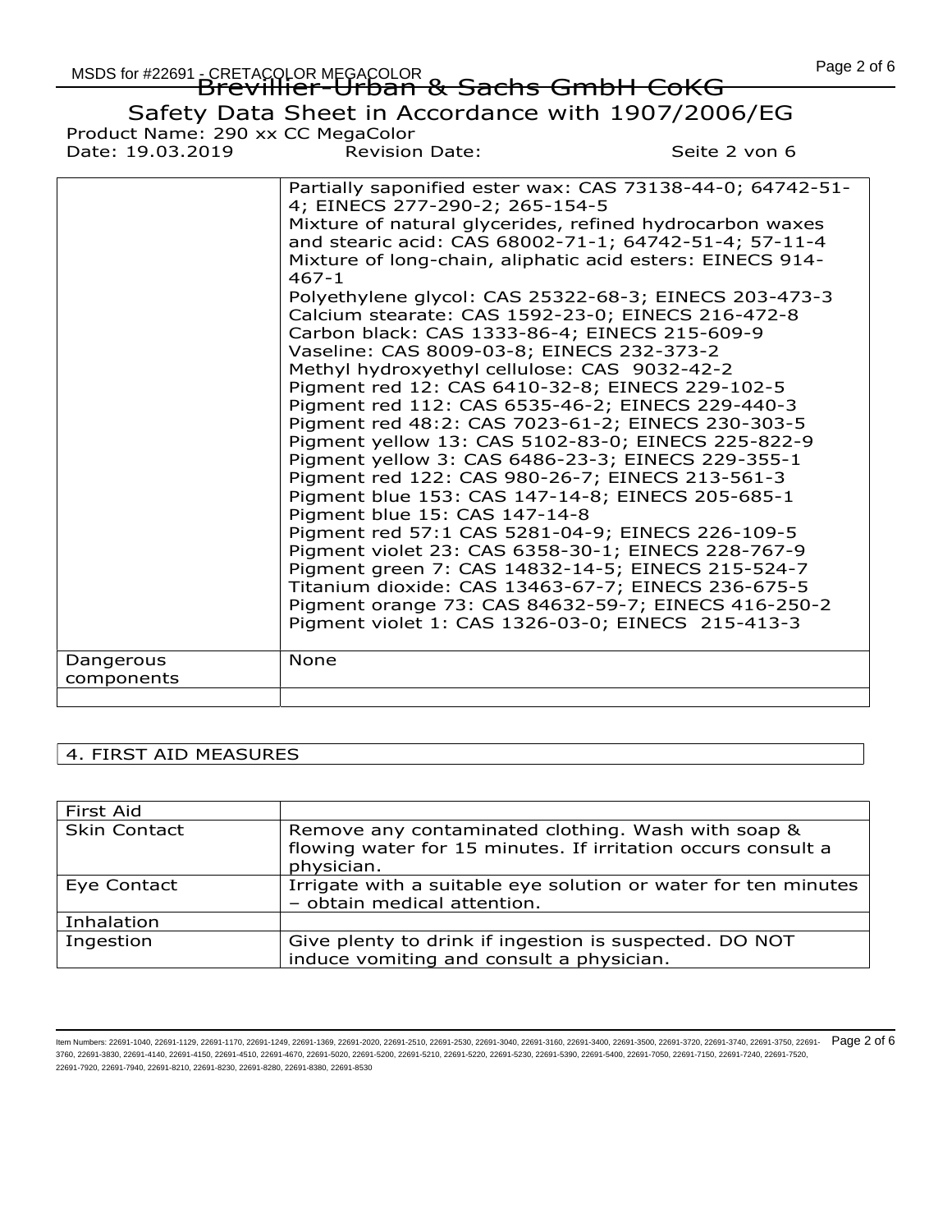Brevillier-Urban & Sachs GmbH CoKG

Safety Data Sheet in Accordance with 1907/2006/EG

Product Name: 290 xx CC MegaColor

Date: 19.03.2019 Revision Date: Seite 2 von 6

| | |
|---|---|
| | Partially saponified ester wax: CAS 73138-44-0; 64742-51-4; EINECS 277-290-2; 265-154-5<br>Mixture of natural glycerides, refined hydrocarbon waxes and stearic acid: CAS 68002-71-1; 64742-51-4; 57-11-4<br>Mixture of long-chain, aliphatic acid esters: EINECS 914-467-1<br>Polyethylene glycol: CAS 25322-68-3; EINECS 203-473-3<br>Calcium stearate: CAS 1592-23-0; EINECS 216-472-8<br>Carbon black: CAS 1333-86-4; EINECS 215-609-9<br>Vaseline: CAS 8009-03-8; EINECS 232-373-2<br>Methyl hydroxyethyl cellulose: CAS 9032-42-2<br>Pigment red 12: CAS 6410-32-8; EINECS 229-102-5<br>Pigment red 112: CAS 6535-46-2; EINECS 229-440-3<br>Pigment red 48:2: CAS 7023-61-2; EINECS 230-303-5<br>Pigment yellow 13: CAS 5102-83-0; EINECS 225-822-9<br>Pigment yellow 3: CAS 6486-23-3; EINECS 229-355-1<br>Pigment red 122: CAS 980-26-7; EINECS 213-561-3<br>Pigment blue 153: CAS 147-14-8; EINECS 205-685-1<br>Pigment blue 15: CAS 147-14-8<br>Pigment red 57:1 CAS 5281-04-9; EINECS 226-109-5<br>Pigment violet 23: CAS 6358-30-1; EINECS 228-767-9<br>Pigment green 7: CAS 14832-14-5; EINECS 215-524-7<br>Titanium dioxide: CAS 13463-67-7; EINECS 236-675-5<br>Pigment orange 73: CAS 84632-59-7; EINECS 416-250-2<br>Pigment violet 1: CAS 1326-03-0; EINECS 215-413-3 |
| Dangerous components | None |
| | |

## 4. FIRST AID MEASURES

| First Aid | |
|---|---|
| Skin Contact | Remove any contaminated clothing. Wash with soap & flowing water for 15 minutes. If irritation occurs consult a physician. |
| Eye Contact | Irrigate with a suitable eye solution or water for ten minutes – obtain medical attention. |
| Inhalation | |
| Ingestion | Give plenty to drink if ingestion is suspected. DO NOT induce vomiting and consult a physician. |

Item Numbers: 22691-1040, 22691-1129, 22691-1170, 22691-1249, 22691-1369, 22691-2020, 22691-2510, 22691-2530, 22691-3040, 22691-3160, 22691-3400, 22691-3500, 22691-3720, 22691-3740, 22691-3750, 22691-3760, 22691-3830, 22691-4140, 22691-4150, 22691-4510, 22691-4670, 22691-5020, 22691-5200, 22691-5210, 22691-5220, 22691-5230, 22691-5390, 22691-5400, 22691-7050, 22691-7150, 22691-7240, 22691-7520, 22691-7920, 22691-7940, 22691-8210, 22691-8230, 22691-8280, 22691-8380, 22691-8530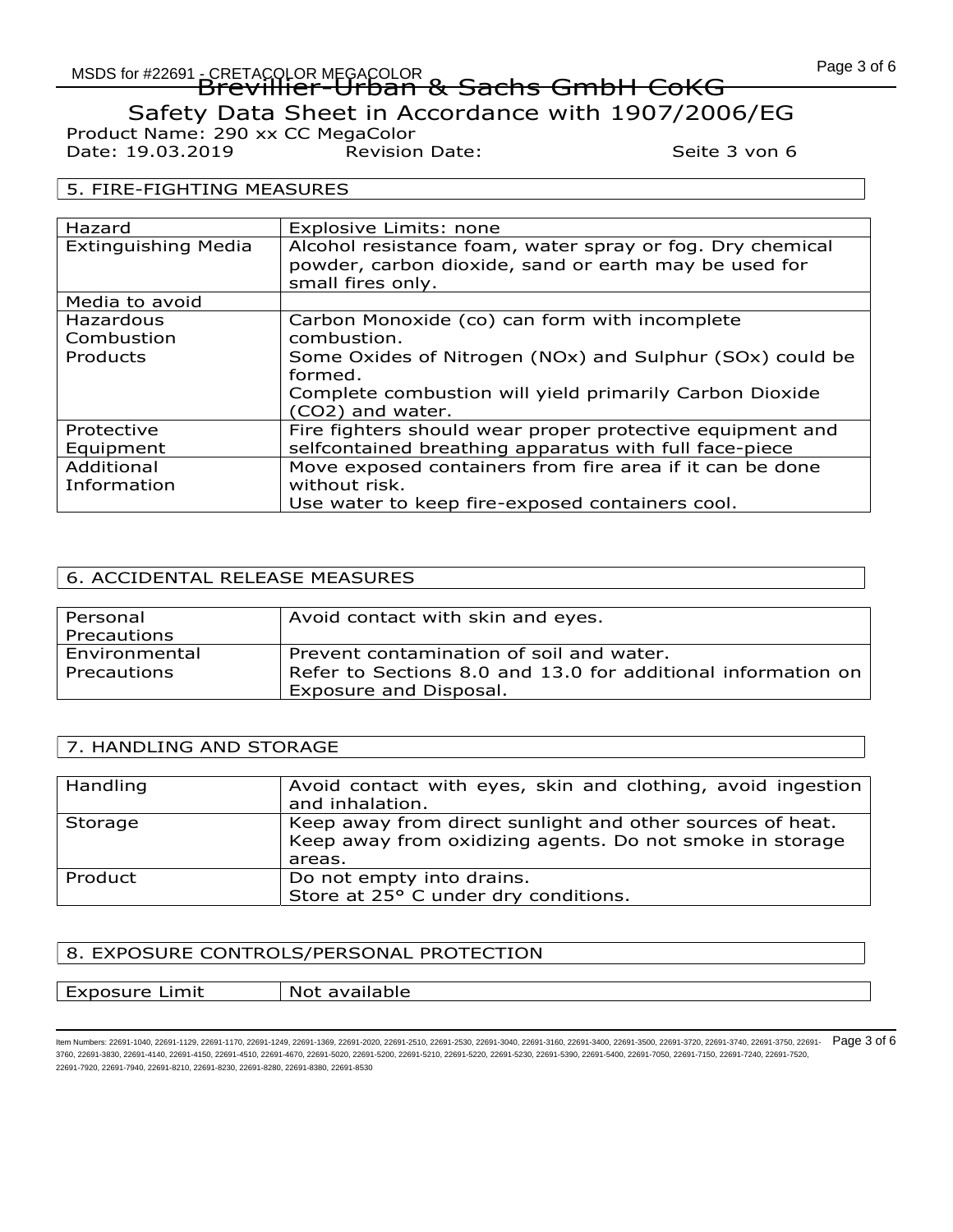## 5. FIRE-FIGHTING MEASURES

| | |
|---|---|
| Hazard | Explosive Limits: none |
| Extinguishing Media | Alcohol resistance foam, water spray or fog. Dry chemical powder, carbon dioxide, sand or earth may be used for small fires only. |
| Media to avoid | |
| Hazardous Combustion Products | Carbon Monoxide (co) can form with incomplete combustion.<br>Some Oxides of Nitrogen (NOx) and Sulphur (SOx) could be formed.<br>Complete combustion will yield primarily Carbon Dioxide ($CO_2$) and water. |
| Protective Equipment | Fire fighters should wear proper protective equipment and selfcontained breathing apparatus with full face-piece |
| Additional Information | Move exposed containers from fire area if it can be done without risk.<br>Use water to keep fire-exposed containers cool. |

## 6. ACCIDENTAL RELEASE MEASURES

| | |
|---|---|
| Personal Precautions | Avoid contact with skin and eyes. |
| Environmental Precautions | Prevent contamination of soil and water.<br>Refer to Sections 8.0 and 13.0 for additional information on Exposure and Disposal. |

## 7. HANDLING AND STORAGE

| | |
|---|---|
| Handling | Avoid contact with eyes, skin and clothing, avoid ingestion and inhalation. |
| Storage | Keep away from direct sunlight and other sources of heat. Keep away from oxidizing agents. Do not smoke in storage areas. |
| Product | Do not empty into drains.<br>Store at 25° C under dry conditions. |

## 8. EXPOSURE CONTROLS/PERSONAL PROTECTION

| | |
|---|---|
| Exposure Limit | Not available |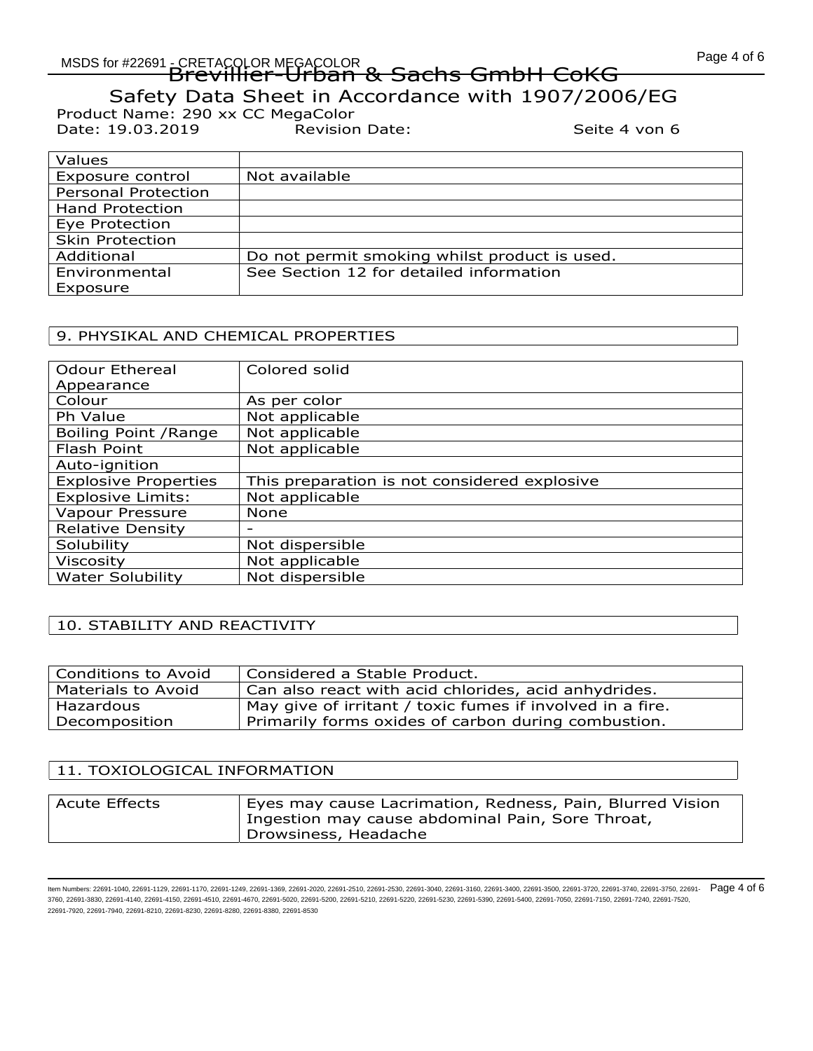| | |
|---|---|
| Values | |
| Exposure control | Not available |
| Personal Protection | |
| Hand Protection | |
| Eye Protection | |
| Skin Protection | |
| Additional | Do not permit smoking whilst product is used. |
| Environmental Exposure | See Section 12 for detailed information |

## 9. PHYSIKAL AND CHEMICAL PROPERTIES

| | |
|---|---|
| Odour Ethereal Appearance | Colored solid |
| Colour | As per color |
| Ph Value | Not applicable |
| Boiling Point /Range | Not applicable |
| Flash Point | Not applicable |
| Auto-ignition | |
| Explosive Properties | This preparation is not considered explosive |
| Explosive Limits: | Not applicable |
| Vapour Pressure | None |
| Relative Density | - |
| Solubility | Not dispersible |
| Viscosity | Not applicable |
| Water Solubility | Not dispersible |

## 10. STABILITY AND REACTIVITY

| | |
|---|---|
| Conditions to Avoid | Considered a Stable Product. |
| Materials to Avoid | Can also react with acid chlorides, acid anhydrides. |
| Hazardous Decomposition | May give of irritant / toxic fumes if involved in a fire. Primarily forms oxides of carbon during combustion. |

## 11. TOXIOLOGICAL INFORMATION

| | |
|---|---|
| Acute Effects | Eyes may cause Lacrimation, Redness, Pain, Blurred Vision Ingestion may cause abdominal Pain, Sore Throat, Drowsiness, Headache |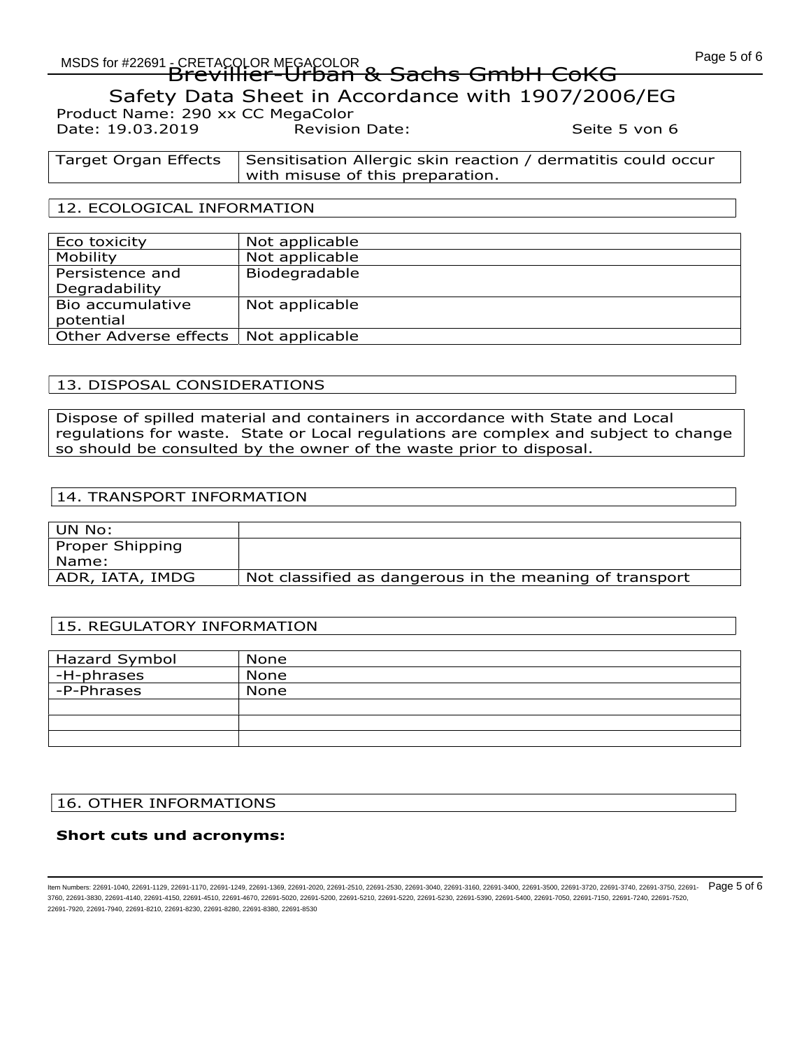| | |
|---|---|
| Target Organ Effects | Sensitisation Allergic skin reaction / dermatitis could occur with misuse of this preparation. |

## 12. ECOLOGICAL INFORMATION

| | |
|---|---|
| Eco toxicity | Not applicable |
| Mobility | Not applicable |
| Persistence and Degradability | Biodegradable |
| Bio accumulative potential | Not applicable |
| Other Adverse effects | Not applicable |

## 13. DISPOSAL CONSIDERATIONS

Dispose of spilled material and containers in accordance with State and Local regulations for waste. State or Local regulations are complex and subject to change so should be consulted by the owner of the waste prior to disposal.

## 14. TRANSPORT INFORMATION

| | |
|---|---|
| UN No: | |
| Proper Shipping Name: | |
| ADR, IATA, IMDG | Not classified as dangerous in the meaning of transport |

## 15. REGULATORY INFORMATION

| | |
|---|---|
| Hazard Symbol | None |
| -H-phrases | None |
| -P-Phrases | None |
| | |
| | |
| | |

## 16. OTHER INFORMATIONS

**Short cuts und acronyms:**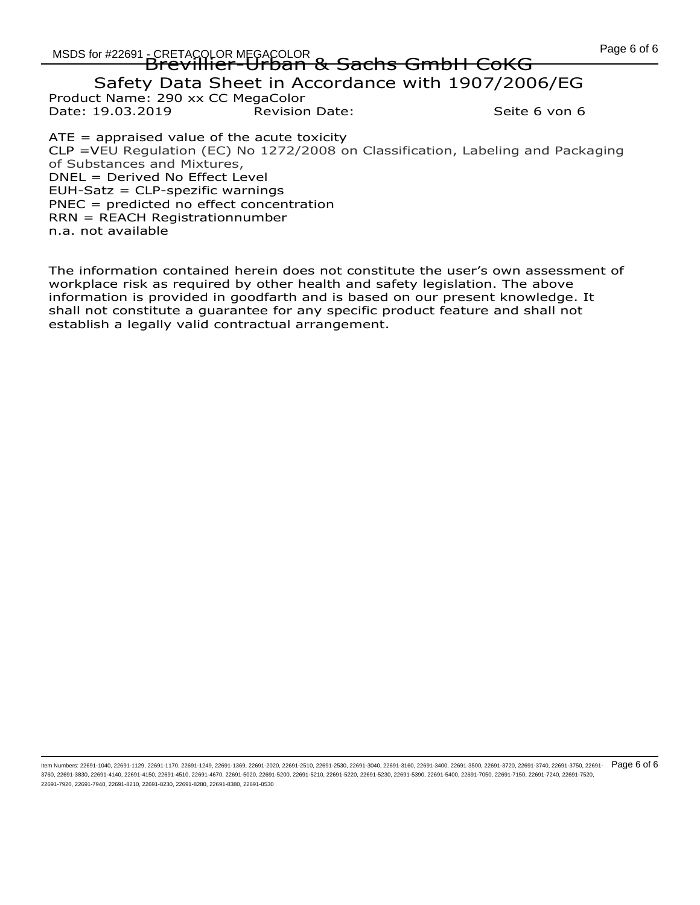ATE = appraised value of the acute toxicity
CLP =VEU Regulation (EC) No 1272/2008 on Classification, Labeling and Packaging of Substances and Mixtures,
DNEL = Derived No Effect Level
EUH-Satz = CLP-spezific warnings
PNEC = predicted no effect concentration
RRN = REACH Registrationnumber
n.a. not available

The information contained herein does not constitute the user's own assessment of workplace risk as required by other health and safety legislation. The above information is provided in goodfarth and is based on our present knowledge. It shall not constitute a guarantee for any specific product feature and shall not establish a legally valid contractual arrangement.